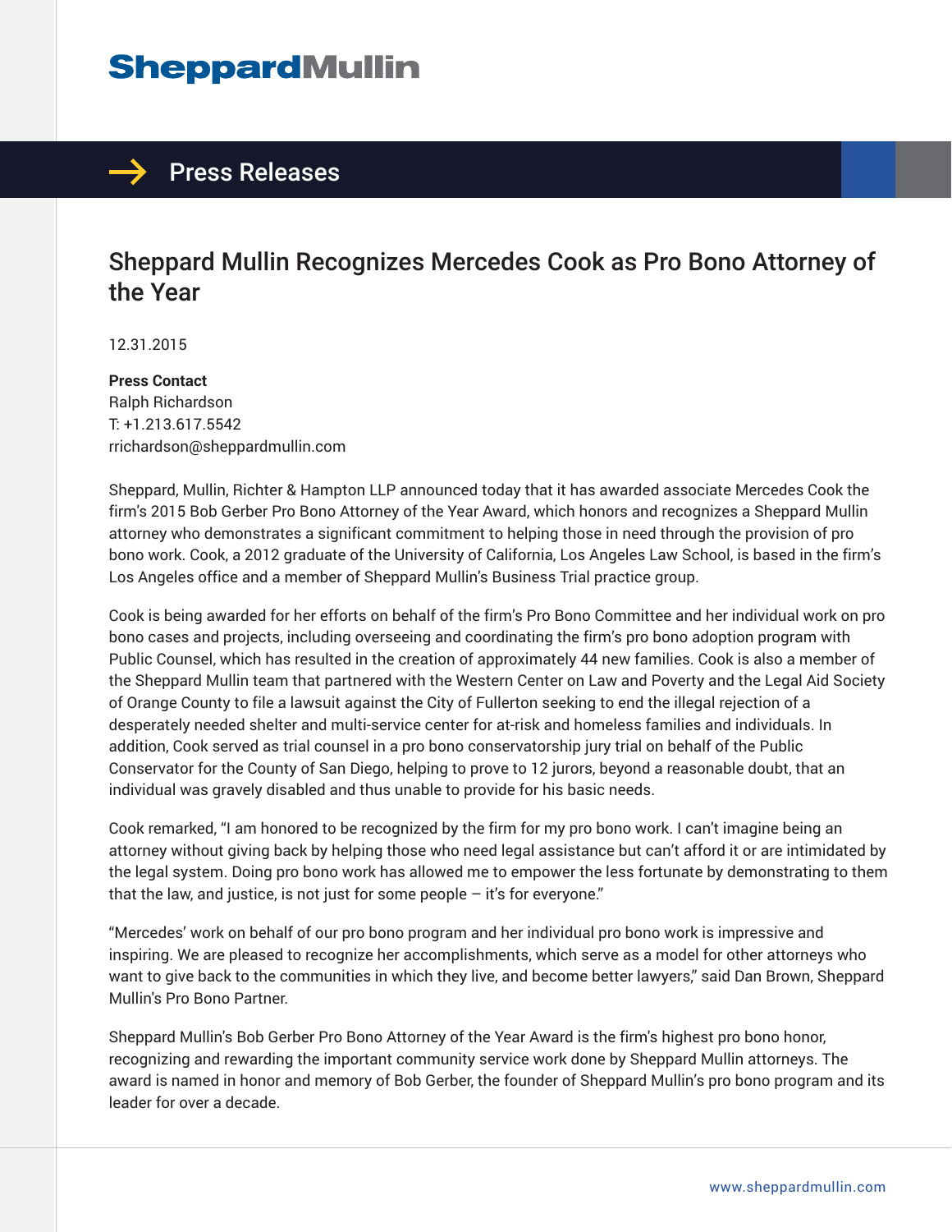# SheppardMullin

## Press Releases

# Sheppard Mullin Recognizes Mercedes Cook as Pro Bono Attorney of the Year

12.31.2015

**Press Contact**
Ralph Richardson
T: +1.213.617.5542
rrichardson@sheppardmullin.com

Sheppard, Mullin, Richter & Hampton LLP announced today that it has awarded associate Mercedes Cook the firm's 2015 Bob Gerber Pro Bono Attorney of the Year Award, which honors and recognizes a Sheppard Mullin attorney who demonstrates a significant commitment to helping those in need through the provision of pro bono work. Cook, a 2012 graduate of the University of California, Los Angeles Law School, is based in the firm's Los Angeles office and a member of Sheppard Mullin's Business Trial practice group.

Cook is being awarded for her efforts on behalf of the firm's Pro Bono Committee and her individual work on pro bono cases and projects, including overseeing and coordinating the firm's pro bono adoption program with Public Counsel, which has resulted in the creation of approximately 44 new families. Cook is also a member of the Sheppard Mullin team that partnered with the Western Center on Law and Poverty and the Legal Aid Society of Orange County to file a lawsuit against the City of Fullerton seeking to end the illegal rejection of a desperately needed shelter and multi-service center for at-risk and homeless families and individuals. In addition, Cook served as trial counsel in a pro bono conservatorship jury trial on behalf of the Public Conservator for the County of San Diego, helping to prove to 12 jurors, beyond a reasonable doubt, that an individual was gravely disabled and thus unable to provide for his basic needs.

Cook remarked, "I am honored to be recognized by the firm for my pro bono work. I can't imagine being an attorney without giving back by helping those who need legal assistance but can't afford it or are intimidated by the legal system. Doing pro bono work has allowed me to empower the less fortunate by demonstrating to them that the law, and justice, is not just for some people – it's for everyone."

"Mercedes' work on behalf of our pro bono program and her individual pro bono work is impressive and inspiring. We are pleased to recognize her accomplishments, which serve as a model for other attorneys who want to give back to the communities in which they live, and become better lawyers," said Dan Brown, Sheppard Mullin's Pro Bono Partner.

Sheppard Mullin's Bob Gerber Pro Bono Attorney of the Year Award is the firm's highest pro bono honor, recognizing and rewarding the important community service work done by Sheppard Mullin attorneys. The award is named in honor and memory of Bob Gerber, the founder of Sheppard Mullin's pro bono program and its leader for over a decade.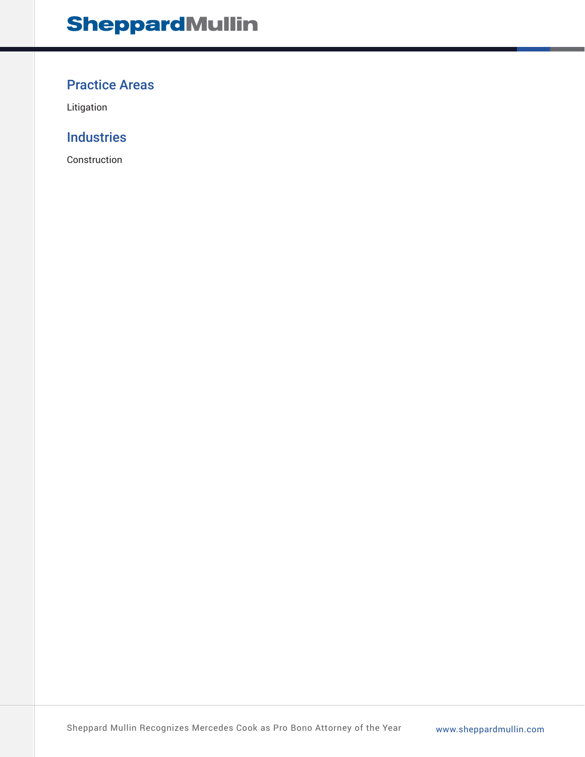## Practice Areas

Litigation

## Industries

Construction